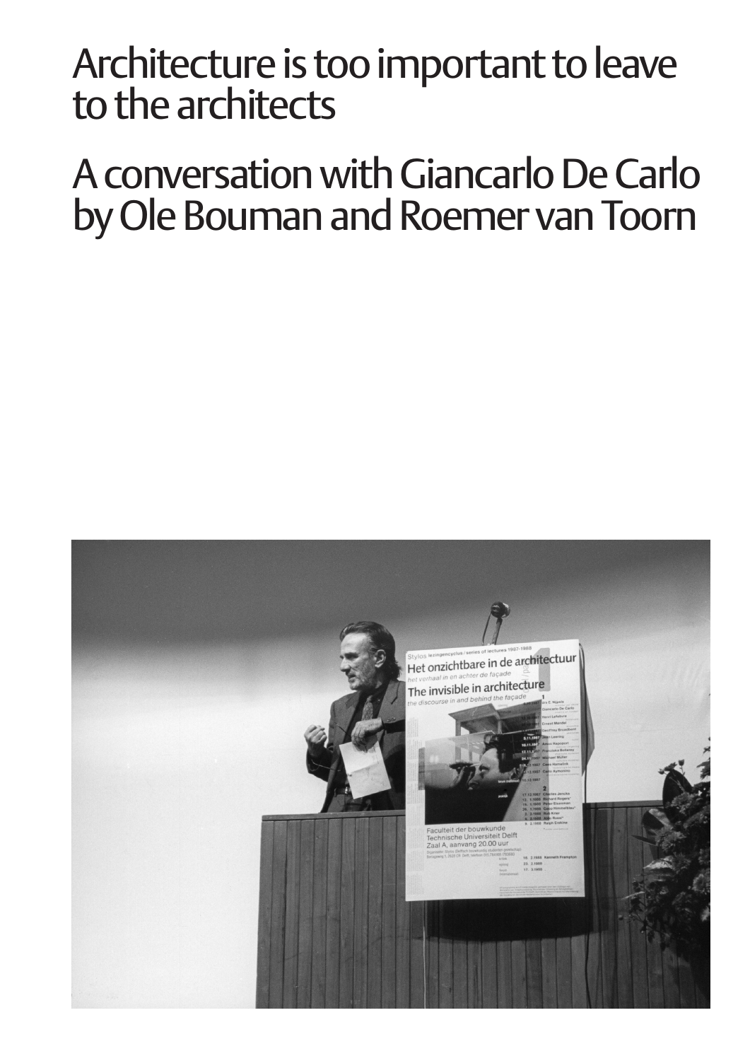# Architecture is too important to leave to the architects

# A conversation with Giancarlo De Carlo by Ole Bouman and Roemer van Toorn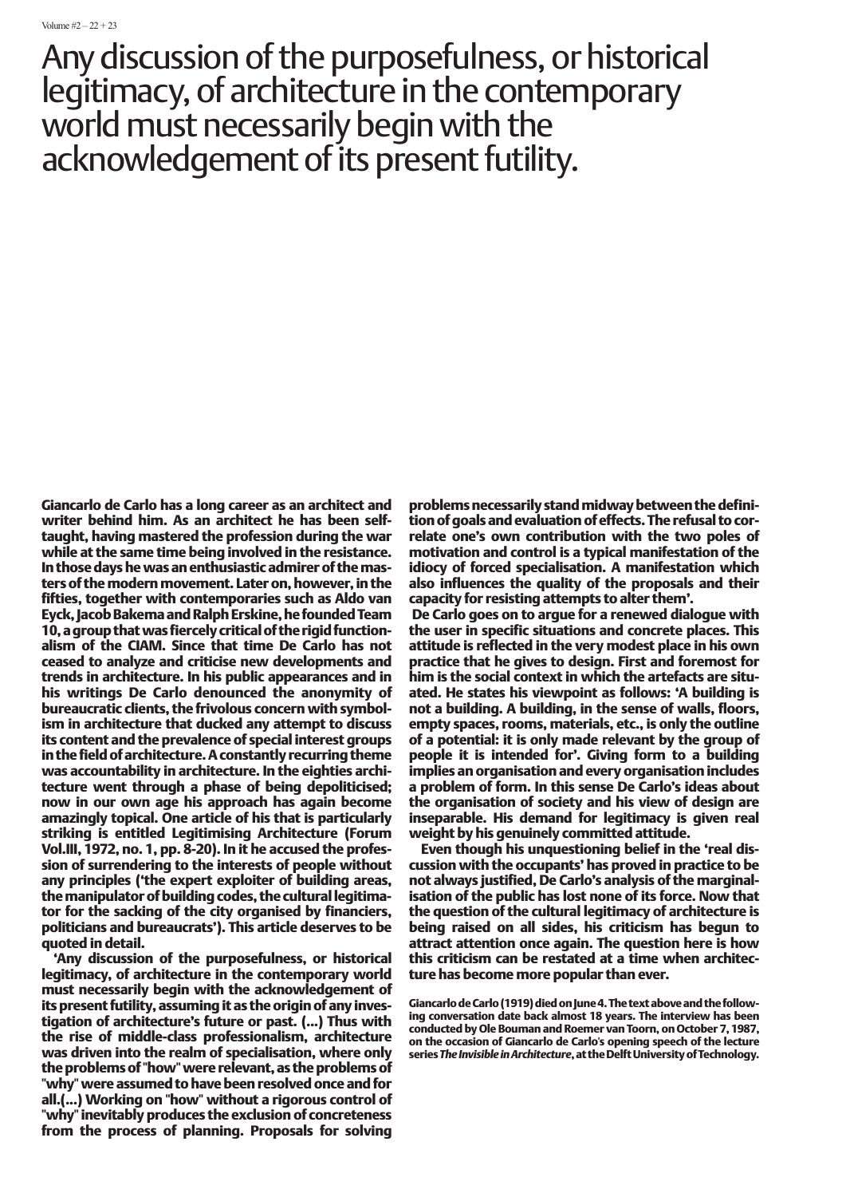# Any discussion of the purposefulness, or historical legitimacy, of architecture in the contemporary world must necessarily begin with the acknowledgement of its present futility.

**Giancarlo de Carlo has a long career as an architect and writer behind him. As an architect he has been self-taught, having mastered the profession during the war while at the same time being involved in the resistance. In those days he was an enthusiastic admirer of the masters of the modern movement. Later on, however, in the fifties, together with contemporaries such as Aldo van Eyck, Jacob Bakema and Ralph Erskine, he founded Team 10, a group that was fiercely critical of the rigid functionalism of the CIAM. Since that time De Carlo has not ceased to analyze and criticise new developments and trends in architecture. In his public appearances and in his writings De Carlo denounced the anonymity of bureaucratic clients, the frivolous concern with symbolism in architecture that ducked any attempt to discuss its content and the prevalence of special interest groups in the field of architecture. A constantly recurring theme was accountability in architecture. In the eighties architecture went through a phase of being depoliticised; now in our own age his approach has again become amazingly topical. One article of his that is particularly striking is entitled Legitimising Architecture (Forum Vol.III, 1972, no. 1, pp. 8-20). In it he accused the profession of surrendering to the interests of people without any principles ('the expert exploiter of building areas, the manipulator of building codes, the cultural legitimator for the sacking of the city organised by financiers, politicians and bureaucrats'). This article deserves to be quoted in detail.**

**'Any discussion of the purposefulness, or historical legitimacy, of architecture in the contemporary world must necessarily begin with the acknowledgement of its present futility, assuming it as the origin of any investigation of architecture's future or past. (...) Thus with the rise of middle-class professionalism, architecture was driven into the realm of specialisation, where only the problems of "how" were relevant, as the problems of "why" were assumed to have been resolved once and for all.(...) Working on "how" without a rigorous control of "why" inevitably produces the exclusion of concreteness from the process of planning. Proposals for solving problems necessarily stand midway between the definition of goals and evaluation of effects. The refusal to correlate one's own contribution with the two poles of motivation and control is a typical manifestation of the idiocy of forced specialisation. A manifestation which also influences the quality of the proposals and their capacity for resisting attempts to alter them'.**

**De Carlo goes on to argue for a renewed dialogue with the user in specific situations and concrete places. This attitude is reflected in the very modest place in his own practice that he gives to design. First and foremost for him is the social context in which the artefacts are situated. He states his viewpoint as follows: 'A building is not a building. A building, in the sense of walls, floors, empty spaces, rooms, materials, etc., is only the outline of a potential: it is only made relevant by the group of people it is intended for'. Giving form to a building implies an organisation and every organisation includes a problem of form. In this sense De Carlo's ideas about the organisation of society and his view of design are inseparable. His demand for legitimacy is given real weight by his genuinely committed attitude.**

**Even though his unquestioning belief in the 'real discussion with the occupants' has proved in practice to be not always justified, De Carlo's analysis of the marginalisation of the public has lost none of its force. Now that the question of the cultural legitimacy of architecture is being raised on all sides, his criticism has begun to attract attention once again. The question here is how this criticism can be restated at a time when architecture has become more popular than ever.**

**Giancarlo de Carlo (1919) died on June 4. The text above and the following conversation date back almost 18 years. The interview has been conducted by Ole Bouman and Roemer van Toorn, on October 7, 1987, on the occasion of Giancarlo de Carlo's opening speech of the lecture series *The Invisible in Architecture*, at the Delft University of Technology.**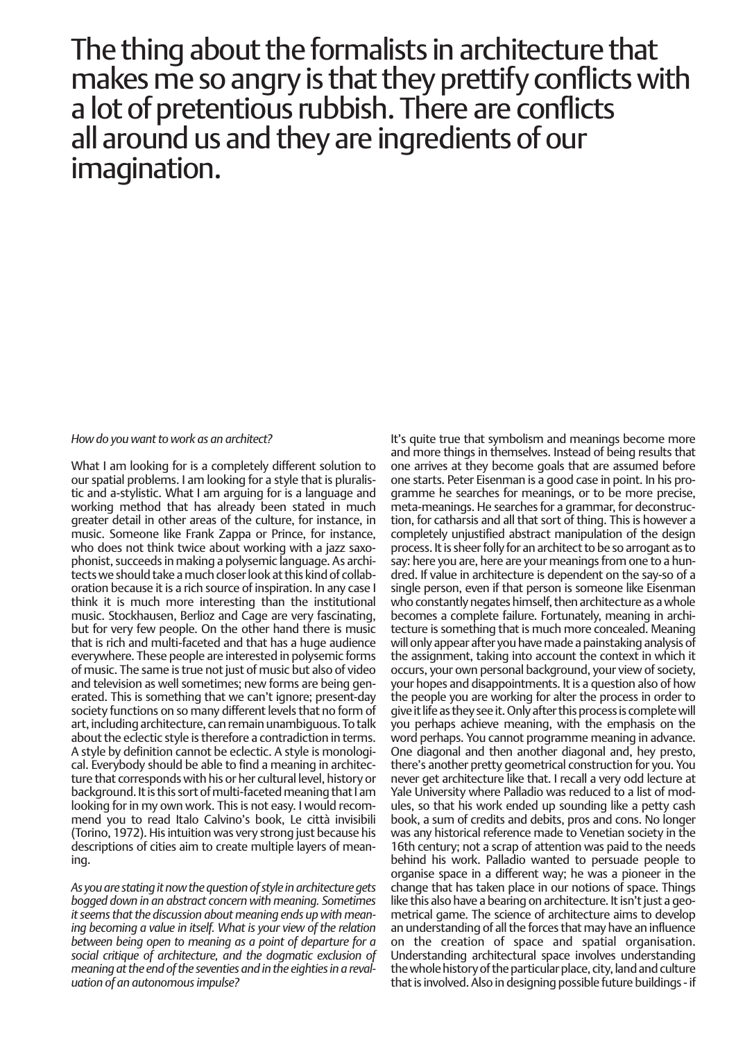# The thing about the formalists in architecture that makes me so angry is that they prettify conflicts with a lot of pretentious rubbish. There are conflicts all around us and they are ingredients of our imagination.

*How do you want to work as an architect?*

What I am looking for is a completely different solution to our spatial problems. I am looking for a style that is pluralistic and a-stylistic. What I am arguing for is a language and working method that has already been stated in much greater detail in other areas of the culture, for instance, in music. Someone like Frank Zappa or Prince, for instance, who does not think twice about working with a jazz saxophonist, succeeds in making a polysemic language. As architects we should take a much closer look at this kind of collaboration because it is a rich source of inspiration. In any case I think it is much more interesting than the institutional music. Stockhausen, Berlioz and Cage are very fascinating, but for very few people. On the other hand there is music that is rich and multi-faceted and that has a huge audience everywhere. These people are interested in polysemic forms of music. The same is true not just of music but also of video and television as well sometimes; new forms are being generated. This is something that we can't ignore; present-day society functions on so many different levels that no form of art, including architecture, can remain unambiguous. To talk about the eclectic style is therefore a contradiction in terms. A style by definition cannot be eclectic. A style is monological. Everybody should be able to find a meaning in architecture that corresponds with his or her cultural level, history or background. It is this sort of multi-faceted meaning that I am looking for in my own work. This is not easy. I would recommend you to read Italo Calvino's book, Le città invisibili (Torino, 1972). His intuition was very strong just because his descriptions of cities aim to create multiple layers of meaning.

*As you are stating it now the question of style in architecture gets bogged down in an abstract concern with meaning. Sometimes it seems that the discussion about meaning ends up with meaning becoming a value in itself. What is your view of the relation between being open to meaning as a point of departure for a social critique of architecture, and the dogmatic exclusion of meaning at the end of the seventies and in the eighties in a revaluation of an autonomous impulse?*

It's quite true that symbolism and meanings become more and more things in themselves. Instead of being results that one arrives at they become goals that are assumed before one starts. Peter Eisenman is a good case in point. In his programme he searches for meanings, or to be more precise, meta-meanings. He searches for a grammar, for deconstruction, for catharsis and all that sort of thing. This is however a completely unjustified abstract manipulation of the design process. It is sheer folly for an architect to be so arrogant as to say: here you are, here are your meanings from one to a hundred. If value in architecture is dependent on the say-so of a single person, even if that person is someone like Eisenman who constantly negates himself, then architecture as a whole becomes a complete failure. Fortunately, meaning in architecture is something that is much more concealed. Meaning will only appear after you have made a painstaking analysis of the assignment, taking into account the context in which it occurs, your own personal background, your view of society, your hopes and disappointments. It is a question also of how the people you are working for alter the process in order to give it life as they see it. Only after this process is complete will you perhaps achieve meaning, with the emphasis on the word perhaps. You cannot programme meaning in advance. One diagonal and then another diagonal and, hey presto, there's another pretty geometrical construction for you. You never get architecture like that. I recall a very odd lecture at Yale University where Palladio was reduced to a list of modules, so that his work ended up sounding like a petty cash book, a sum of credits and debits, pros and cons. No longer was any historical reference made to Venetian society in the 16th century; not a scrap of attention was paid to the needs behind his work. Palladio wanted to persuade people to organise space in a different way; he was a pioneer in the change that has taken place in our notions of space. Things like this also have a bearing on architecture. It isn't just a geometrical game. The science of architecture aims to develop an understanding of all the forces that may have an influence on the creation of space and spatial organisation. Understanding architectural space involves understanding the whole history of the particular place, city, land and culture that is involved. Also in designing possible future buildings - if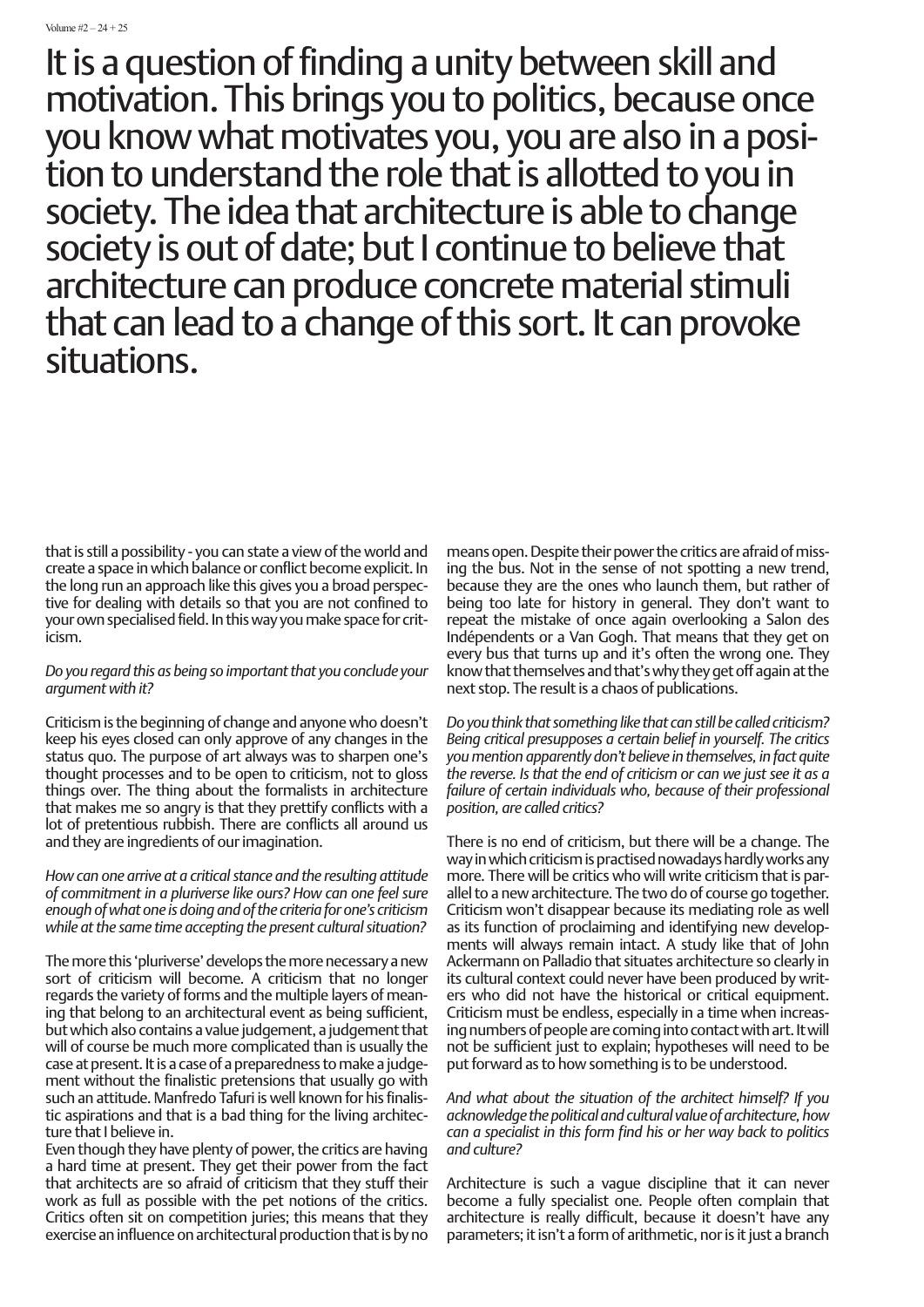# It is a question of finding a unity between skill and motivation. This brings you to politics, because once you know what motivates you, you are also in a position to understand the role that is allotted to you in society. The idea that architecture is able to change society is out of date; but I continue to believe that architecture can produce concrete material stimuli that can lead to a change of this sort. It can provoke situations.

that is still a possibility - you can state a view of the world and create a space in which balance or conflict become explicit. In the long run an approach like this gives you a broad perspective for dealing with details so that you are not confined to your own specialised field. In this way you make space for criticism.

*Do you regard this as being so important that you conclude your argument with it?*

Criticism is the beginning of change and anyone who doesn't keep his eyes closed can only approve of any changes in the status quo. The purpose of art always was to sharpen one's thought processes and to be open to criticism, not to gloss things over. The thing about the formalists in architecture that makes me so angry is that they prettify conflicts with a lot of pretentious rubbish. There are conflicts all around us and they are ingredients of our imagination.

*How can one arrive at a critical stance and the resulting attitude of commitment in a pluriverse like ours? How can one feel sure enough of what one is doing and of the criteria for one's criticism while at the same time accepting the present cultural situation?*

The more this 'pluriverse' develops the more necessary a new sort of criticism will become. A criticism that no longer regards the variety of forms and the multiple layers of meaning that belong to an architectural event as being sufficient, but which also contains a value judgement, a judgement that will of course be much more complicated than is usually the case at present. It is a case of a preparedness to make a judgement without the finalistic pretensions that usually go with such an attitude. Manfredo Tafuri is well known for his finalistic aspirations and that is a bad thing for the living architecture that I believe in.

Even though they have plenty of power, the critics are having a hard time at present. They get their power from the fact that architects are so afraid of criticism that they stuff their work as full as possible with the pet notions of the critics. Critics often sit on competition juries; this means that they exercise an influence on architectural production that is by no means open. Despite their power the critics are afraid of missing the bus. Not in the sense of not spotting a new trend, because they are the ones who launch them, but rather of being too late for history in general. They don't want to repeat the mistake of once again overlooking a Salon des Indépendents or a Van Gogh. That means that they get on every bus that turns up and it's often the wrong one. They know that themselves and that's why they get off again at the next stop. The result is a chaos of publications.

*Do you think that something like that can still be called criticism? Being critical presupposes a certain belief in yourself. The critics you mention apparently don't believe in themselves, in fact quite the reverse. Is that the end of criticism or can we just see it as a failure of certain individuals who, because of their professional position, are called critics?*

There is no end of criticism, but there will be a change. The way in which criticism is practised nowadays hardly works any more. There will be critics who will write criticism that is parallel to a new architecture. The two do of course go together. Criticism won't disappear because its mediating role as well as its function of proclaiming and identifying new developments will always remain intact. A study like that of John Ackermann on Palladio that situates architecture so clearly in its cultural context could never have been produced by writers who did not have the historical or critical equipment. Criticism must be endless, especially in a time when increasing numbers of people are coming into contact with art. It will not be sufficient just to explain; hypotheses will need to be put forward as to how something is to be understood.

*And what about the situation of the architect himself? If you acknowledge the political and cultural value of architecture, how can a specialist in this form find his or her way back to politics and culture?*

Architecture is such a vague discipline that it can never become a fully specialist one. People often complain that architecture is really difficult, because it doesn't have any parameters; it isn't a form of arithmetic, nor is it just a branch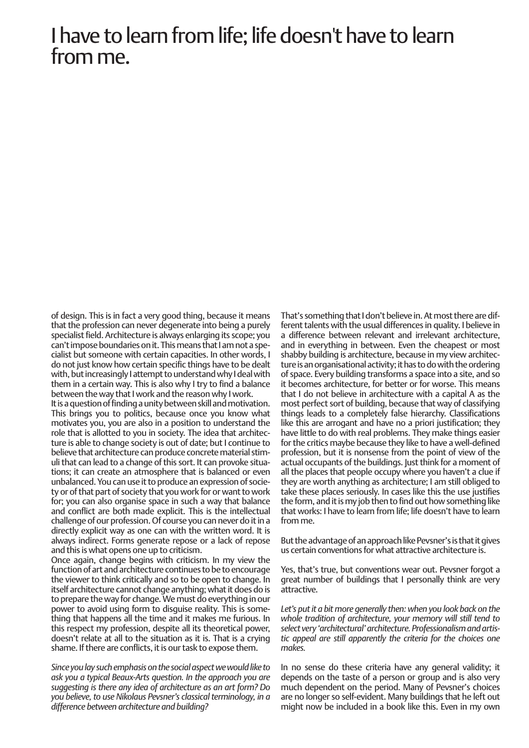# I have to learn from life; life doesn't have to learn from me.

of design. This is in fact a very good thing, because it means that the profession can never degenerate into being a purely specialist field. Architecture is always enlarging its scope; you can't impose boundaries on it. This means that I am not a specialist but someone with certain capacities. In other words, I do not just know how certain specific things have to be dealt with, but increasingly I attempt to understand why I deal with them in a certain way. This is also why I try to find a balance between the way that I work and the reason why I work.

It is a question of finding a unity between skill and motivation. This brings you to politics, because once you know what motivates you, you are also in a position to understand the role that is allotted to you in society. The idea that architecture is able to change society is out of date; but I continue to believe that architecture can produce concrete material stimuli that can lead to a change of this sort. It can provoke situations; it can create an atmosphere that is balanced or even unbalanced. You can use it to produce an expression of society or of that part of society that you work for or want to work for; you can also organise space in such a way that balance and conflict are both made explicit. This is the intellectual challenge of our profession. Of course you can never do it in a directly explicit way as one can with the written word. It is always indirect. Forms generate repose or a lack of repose and this is what opens one up to criticism.

Once again, change begins with criticism. In my view the function of art and architecture continues to be to encourage the viewer to think critically and so to be open to change. In itself architecture cannot change anything; what it does do is to prepare the way for change. We must do everything in our power to avoid using form to disguise reality. This is something that happens all the time and it makes me furious. In this respect my profession, despite all its theoretical power, doesn't relate at all to the situation as it is. That is a crying shame. If there are conflicts, it is our task to expose them.

*Since you lay such emphasis on the social aspect we would like to ask you a typical Beaux-Arts question. In the approach you are suggesting is there any idea of architecture as an art form? Do you believe, to use Nikolaus Pevsner's classical terminology, in a difference between architecture and building?*

That's something that I don't believe in. At most there are different talents with the usual differences in quality. I believe in a difference between relevant and irrelevant architecture, and in everything in between. Even the cheapest or most shabby building is architecture, because in my view architecture is an organisational activity; it has to do with the ordering of space. Every building transforms a space into a site, and so it becomes architecture, for better or for worse. This means that I do not believe in architecture with a capital A as the most perfect sort of building, because that way of classifying things leads to a completely false hierarchy. Classifications like this are arrogant and have no a priori justification; they have little to do with real problems. They make things easier for the critics maybe because they like to have a well-defined profession, but it is nonsense from the point of view of the actual occupants of the buildings. Just think for a moment of all the places that people occupy where you haven't a clue if they are worth anything as architecture; I am still obliged to take these places seriously. In cases like this the use justifies the form, and it is my job then to find out how something like that works: I have to learn from life; life doesn't have to learn from me.

But the advantage of an approach like Pevsner's is that it gives us certain conventions for what attractive architecture is.

Yes, that's true, but conventions wear out. Pevsner forgot a great number of buildings that I personally think are very attractive.

*Let's put it a bit more generally then: when you look back on the whole tradition of architecture, your memory will still tend to select very 'architectural' architecture. Professionalism and artistic appeal are still apparently the criteria for the choices one makes.*

In no sense do these criteria have any general validity; it depends on the taste of a person or group and is also very much dependent on the period. Many of Pevsner's choices are no longer so self-evident. Many buildings that he left out might now be included in a book like this. Even in my own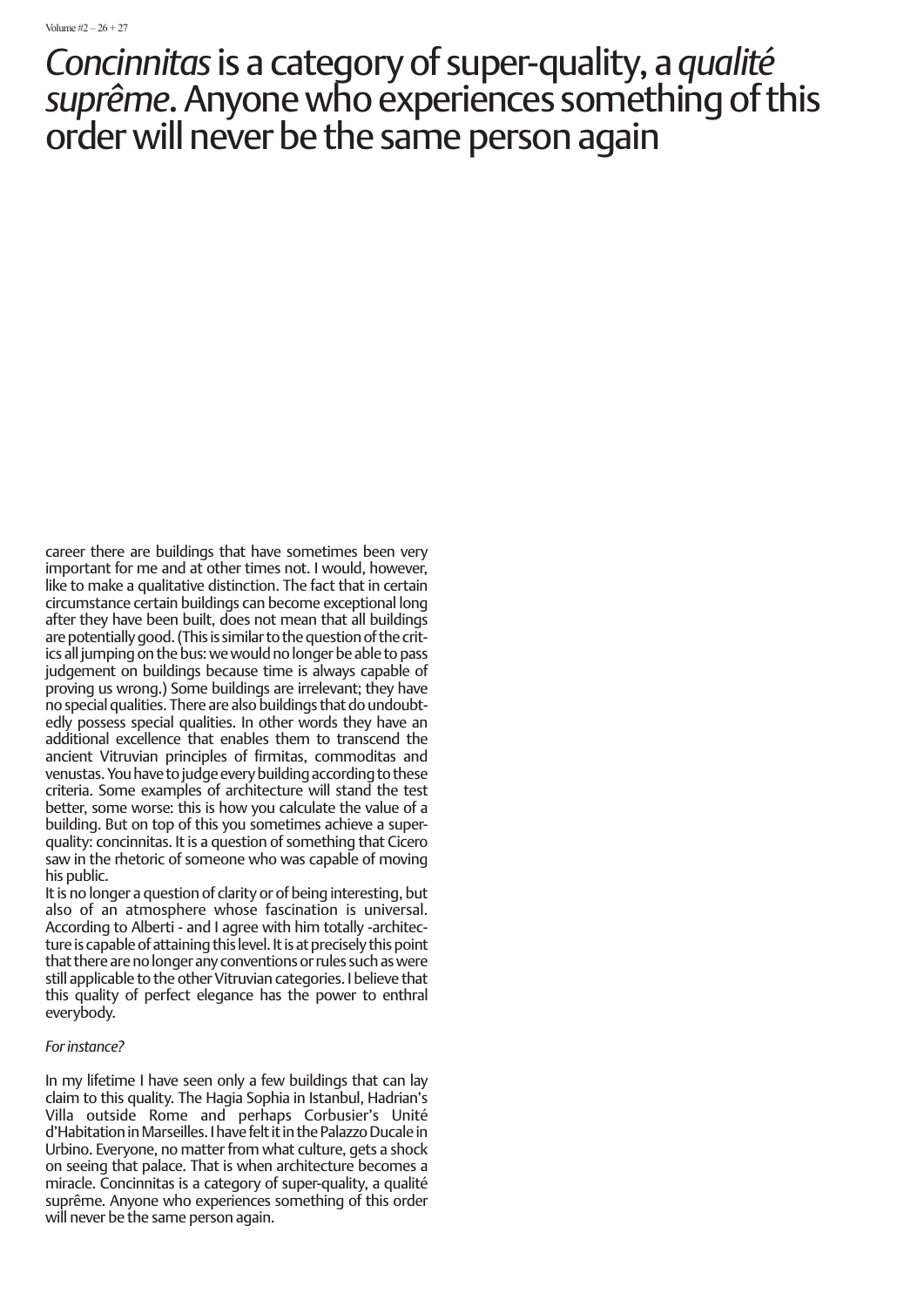# *Concinnitas* is a category of super-quality, a *qualité suprême*. Anyone who experiences something of this order will never be the same person again

career there are buildings that have sometimes been very important for me and at other times not. I would, however, like to make a qualitative distinction. The fact that in certain circumstance certain buildings can become exceptional long after they have been built, does not mean that all buildings are potentially good. (This is similar to the question of the critics all jumping on the bus: we would no longer be able to pass judgement on buildings because time is always capable of proving us wrong.) Some buildings are irrelevant; they have no special qualities. There are also buildings that do undoubtedly possess special qualities. In other words they have an additional excellence that enables them to transcend the ancient Vitruvian principles of firmitas, commoditas and venustas. You have to judge every building according to these criteria. Some examples of architecture will stand the test better, some worse: this is how you calculate the value of a building. But on top of this you sometimes achieve a super-quality: concinnitas. It is a question of something that Cicero saw in the rhetoric of someone who was capable of moving his public.

It is no longer a question of clarity or of being interesting, but also of an atmosphere whose fascination is universal. According to Alberti - and I agree with him totally -architecture is capable of attaining this level. It is at precisely this point that there are no longer any conventions or rules such as were still applicable to the other Vitruvian categories. I believe that this quality of perfect elegance has the power to enthral everybody.

*For instance?*

In my lifetime I have seen only a few buildings that can lay claim to this quality. The Hagia Sophia in Istanbul, Hadrian's Villa outside Rome and perhaps Corbusier's Unité d'Habitation in Marseilles. I have felt it in the Palazzo Ducale in Urbino. Everyone, no matter from what culture, gets a shock on seeing that palace. That is when architecture becomes a miracle. Concinnitas is a category of super-quality, a qualité suprême. Anyone who experiences something of this order will never be the same person again.